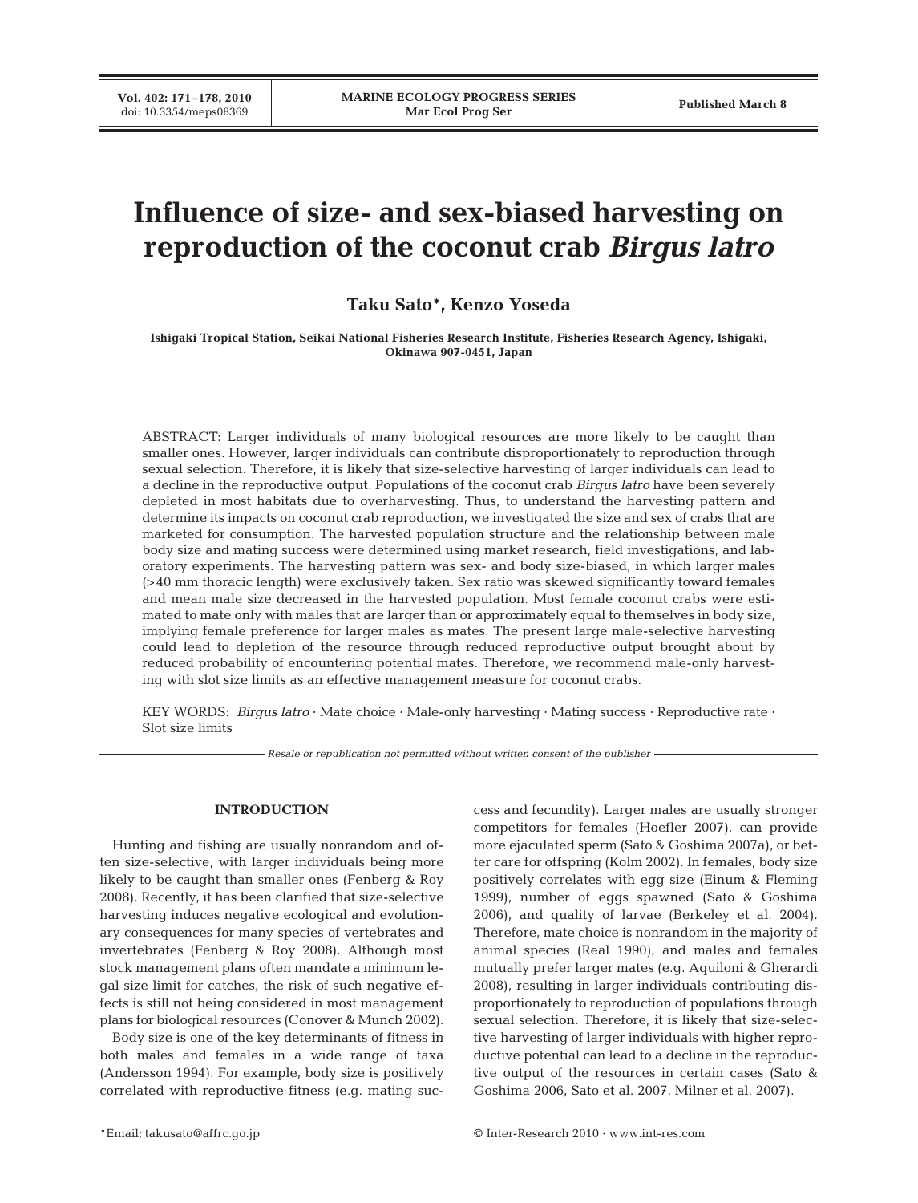# Influence of size- and sex-biased harvesting on reproduction of the coconut crab *Birgus latro*

**Taku Sato\*, Kenzo Yoseda**

**Ishigaki Tropical Station, Seikai National Fisheries Research Institute, Fisheries Research Agency, Ishigaki, Okinawa 907-0451, Japan**

ABSTRACT: Larger individuals of many biological resources are more likely to be caught than smaller ones. However, larger individuals can contribute disproportionately to reproduction through sexual selection. Therefore, it is likely that size-selective harvesting of larger individuals can lead to a decline in the reproductive output. Populations of the coconut crab *Birgus latro* have been severely depleted in most habitats due to overharvesting. Thus, to understand the harvesting pattern and determine its impacts on coconut crab reproduction, we investigated the size and sex of crabs that are marketed for consumption. The harvested population structure and the relationship between male body size and mating success were determined using market research, field investigations, and laboratory experiments. The harvesting pattern was sex- and body size-biased, in which larger males (>40 mm thoracic length) were exclusively taken. Sex ratio was skewed significantly toward females and mean male size decreased in the harvested population. Most female coconut crabs were estimated to mate only with males that are larger than or approximately equal to themselves in body size, implying female preference for larger males as mates. The present large male-selective harvesting could lead to depletion of the resource through reduced reproductive output brought about by reduced probability of encountering potential mates. Therefore, we recommend male-only harvesting with slot size limits as an effective management measure for coconut crabs.

KEY WORDS: *Birgus latro* · Mate choice · Male-only harvesting · Mating success · Reproductive rate · Slot size limits

*Resale or republication not permitted without written consent of the publisher*

## INTRODUCTION

Hunting and fishing are usually nonrandom and often size-selective, with larger individuals being more likely to be caught than smaller ones (Fenberg & Roy 2008). Recently, it has been clarified that size-selective harvesting induces negative ecological and evolutionary consequences for many species of vertebrates and invertebrates (Fenberg & Roy 2008). Although most stock management plans often mandate a minimum legal size limit for catches, the risk of such negative effects is still not being considered in most management plans for biological resources (Conover & Munch 2002).

Body size is one of the key determinants of fitness in both males and females in a wide range of taxa (Andersson 1994). For example, body size is positively correlated with reproductive fitness (e.g. mating success and fecundity). Larger males are usually stronger competitors for females (Hoefler 2007), can provide more ejaculated sperm (Sato & Goshima 2007a), or better care for offspring (Kolm 2002). In females, body size positively correlates with egg size (Einum & Fleming 1999), number of eggs spawned (Sato & Goshima 2006), and quality of larvae (Berkeley et al. 2004). Therefore, mate choice is nonrandom in the majority of animal species (Real 1990), and males and females mutually prefer larger mates (e.g. Aquiloni & Gherardi 2008), resulting in larger individuals contributing disproportionately to reproduction of populations through sexual selection. Therefore, it is likely that size-selective harvesting of larger individuals with higher reproductive potential can lead to a decline in the reproductive output of the resources in certain cases (Sato & Goshima 2006, Sato et al. 2007, Milner et al. 2007).

\*Email: takusato@affrc.go.jp

© Inter-Research 2010 · www.int-res.com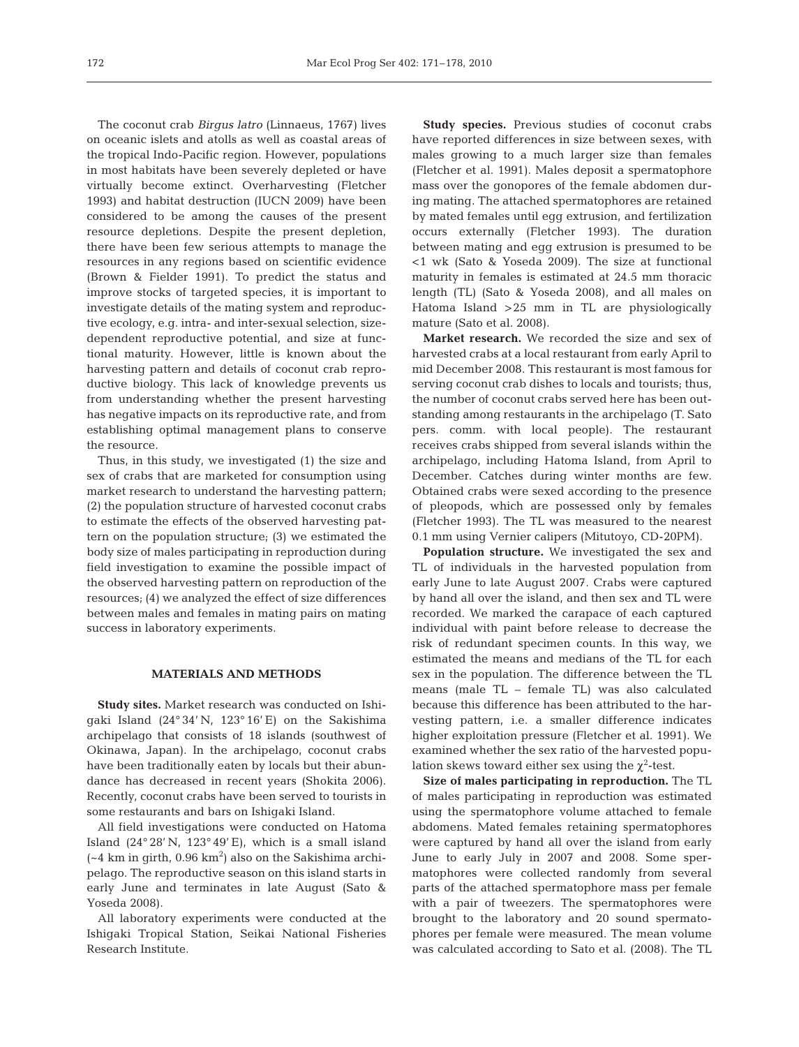The coconut crab *Birgus latro* (Linnaeus, 1767) lives on oceanic islets and atolls as well as coastal areas of the tropical Indo-Pacific region. However, populations in most habitats have been severely depleted or have virtually become extinct. Overharvesting (Fletcher 1993) and habitat destruction (IUCN 2009) have been considered to be among the causes of the present resource depletions. Despite the present depletion, there have been few serious attempts to manage the resources in any regions based on scientific evidence (Brown & Fielder 1991). To predict the status and improve stocks of targeted species, it is important to investigate details of the mating system and reproductive ecology, e.g. intra- and inter-sexual selection, size-dependent reproductive potential, and size at functional maturity. However, little is known about the harvesting pattern and details of coconut crab reproductive biology. This lack of knowledge prevents us from understanding whether the present harvesting has negative impacts on its reproductive rate, and from establishing optimal management plans to conserve the resource.

Thus, in this study, we investigated (1) the size and sex of crabs that are marketed for consumption using market research to understand the harvesting pattern; (2) the population structure of harvested coconut crabs to estimate the effects of the observed harvesting pattern on the population structure; (3) we estimated the body size of males participating in reproduction during field investigation to examine the possible impact of the observed harvesting pattern on reproduction of the resources; (4) we analyzed the effect of size differences between males and females in mating pairs on mating success in laboratory experiments.

## MATERIALS AND METHODS

**Study sites.** Market research was conducted on Ishigaki Island (24° 34′ N, 123° 16′ E) on the Sakishima archipelago that consists of 18 islands (southwest of Okinawa, Japan). In the archipelago, coconut crabs have been traditionally eaten by locals but their abundance has decreased in recent years (Shokita 2006). Recently, coconut crabs have been served to tourists in some restaurants and bars on Ishigaki Island.

All field investigations were conducted on Hatoma Island (24° 28′ N, 123° 49′ E), which is a small island (~4 km in girth, 0.96 km$^2$) also on the Sakishima archipelago. The reproductive season on this island starts in early June and terminates in late August (Sato & Yoseda 2008).

All laboratory experiments were conducted at the Ishigaki Tropical Station, Seikai National Fisheries Research Institute.

**Study species.** Previous studies of coconut crabs have reported differences in size between sexes, with males growing to a much larger size than females (Fletcher et al. 1991). Males deposit a spermatophore mass over the gonopores of the female abdomen during mating. The attached spermatophores are retained by mated females until egg extrusion, and fertilization occurs externally (Fletcher 1993). The duration between mating and egg extrusion is presumed to be <1 wk (Sato & Yoseda 2009). The size at functional maturity in females is estimated at 24.5 mm thoracic length (TL) (Sato & Yoseda 2008), and all males on Hatoma Island >25 mm in TL are physiologically mature (Sato et al. 2008).

**Market research.** We recorded the size and sex of harvested crabs at a local restaurant from early April to mid December 2008. This restaurant is most famous for serving coconut crab dishes to locals and tourists; thus, the number of coconut crabs served here has been outstanding among restaurants in the archipelago (T. Sato pers. comm. with local people). The restaurant receives crabs shipped from several islands within the archipelago, including Hatoma Island, from April to December. Catches during winter months are few. Obtained crabs were sexed according to the presence of pleopods, which are possessed only by females (Fletcher 1993). The TL was measured to the nearest 0.1 mm using Vernier calipers (Mitutoyo, CD-20PM).

**Population structure.** We investigated the sex and TL of individuals in the harvested population from early June to late August 2007. Crabs were captured by hand all over the island, and then sex and TL were recorded. We marked the carapace of each captured individual with paint before release to decrease the risk of redundant specimen counts. In this way, we estimated the means and medians of the TL for each sex in the population. The difference between the TL means (male TL – female TL) was also calculated because this difference has been attributed to the harvesting pattern, i.e. a smaller difference indicates higher exploitation pressure (Fletcher et al. 1991). We examined whether the sex ratio of the harvested population skews toward either sex using the $\chi^2$-test.

**Size of males participating in reproduction.** The TL of males participating in reproduction was estimated using the spermatophore volume attached to female abdomens. Mated females retaining spermatophores were captured by hand all over the island from early June to early July in 2007 and 2008. Some spermatophores were collected randomly from several parts of the attached spermatophore mass per female with a pair of tweezers. The spermatophores were brought to the laboratory and 20 sound spermatophores per female were measured. The mean volume was calculated according to Sato et al. (2008). The TL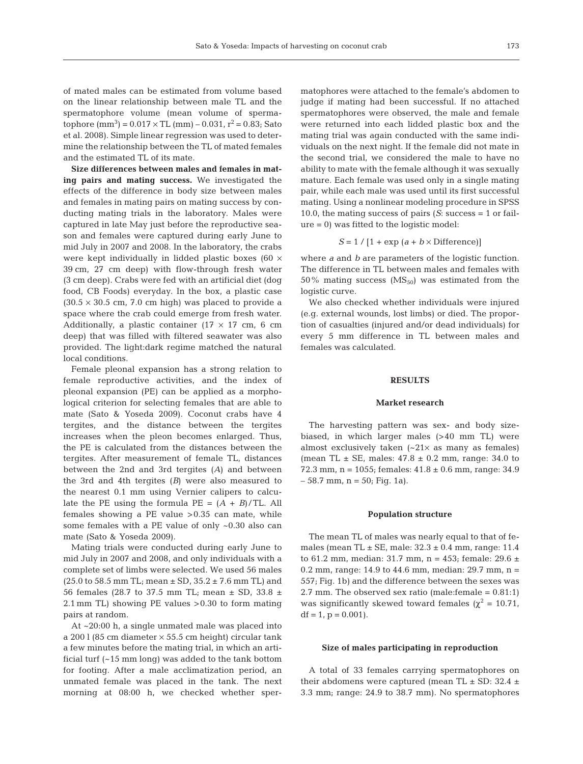of mated males can be estimated from volume based on the linear relationship between male TL and the spermatophore volume (mean volume of spermatophore ($mm^3$) = 0.017 × TL (mm) – 0.031, $r^2$ = 0.83; Sato et al. 2008). Simple linear regression was used to determine the relationship between the TL of mated females and the estimated TL of its mate.

**Size differences between males and females in mating pairs and mating success.** We investigated the effects of the difference in body size between males and females in mating pairs on mating success by conducting mating trials in the laboratory. Males were captured in late May just before the reproductive season and females were captured during early June to mid July in 2007 and 2008. In the laboratory, the crabs were kept individually in lidded plastic boxes (60 × 39 cm, 27 cm deep) with flow-through fresh water (3 cm deep). Crabs were fed with an artificial diet (dog food, CB Foods) everyday. In the box, a plastic case (30.5 × 30.5 cm, 7.0 cm high) was placed to provide a space where the crab could emerge from fresh water. Additionally, a plastic container (17 × 17 cm, 6 cm deep) that was filled with filtered seawater was also provided. The light:dark regime matched the natural local conditions.

Female pleonal expansion has a strong relation to female reproductive activities, and the index of pleonal expansion (PE) can be applied as a morphological criterion for selecting females that are able to mate (Sato & Yoseda 2009). Coconut crabs have 4 tergites, and the distance between the tergites increases when the pleon becomes enlarged. Thus, the PE is calculated from the distances between the tergites. After measurement of female TL, distances between the 2nd and 3rd tergites (*A*) and between the 3rd and 4th tergites (*B*) were also measured to the nearest 0.1 mm using Vernier calipers to calculate the PE using the formula PE = $(A + B)/\text{TL}$. All females showing a PE value >0.35 can mate, while some females with a PE value of only ~0.30 also can mate (Sato & Yoseda 2009).

Mating trials were conducted during early June to mid July in 2007 and 2008, and only individuals with a complete set of limbs were selected. We used 56 males (25.0 to 58.5 mm TL; mean ± SD, 35.2 ± 7.6 mm TL) and 56 females (28.7 to 37.5 mm TL; mean ± SD, 33.8 ± 2.1 mm TL) showing PE values >0.30 to form mating pairs at random.

At ~20:00 h, a single unmated male was placed into a 200 l (85 cm diameter × 55.5 cm height) circular tank a few minutes before the mating trial, in which an artificial turf (~15 mm long) was added to the tank bottom for footing. After a male acclimatization period, an unmated female was placed in the tank. The next morning at 08:00 h, we checked whether spermatophores were attached to the female's abdomen to judge if mating had been successful. If no attached spermatophores were observed, the male and female were returned into each lidded plastic box and the mating trial was again conducted with the same individuals on the next night. If the female did not mate in the second trial, we considered the male to have no ability to mate with the female although it was sexually mature. Each female was used only in a single mating pair, while each male was used until its first successful mating. Using a nonlinear modeling procedure in SPSS 10.0, the mating success of pairs (*S*: success = 1 or failure = 0) was fitted to the logistic model:

$$S = 1 / [1 + \exp(a + b \times \text{Difference})]$$

where *a* and *b* are parameters of the logistic function. The difference in TL between males and females with 50% mating success ($MS_{50}$) was estimated from the logistic curve.

We also checked whether individuals were injured (e.g. external wounds, lost limbs) or died. The proportion of casualties (injured and/or dead individuals) for every 5 mm difference in TL between males and females was calculated.

## RESULTS

### Market research

The harvesting pattern was sex- and body size-biased, in which larger males (>40 mm TL) were almost exclusively taken (~21× as many as females) (mean TL ± SE, males: 47.8 ± 0.2 mm, range: 34.0 to 72.3 mm, n = 1055; females: 41.8 ± 0.6 mm, range: 34.9 – 58.7 mm, n = 50; Fig. 1a).

### Population structure

The mean TL of males was nearly equal to that of females (mean TL ± SE, male: 32.3 ± 0.4 mm, range: 11.4 to 61.2 mm, median: 31.7 mm, n = 453; female: 29.6 ± 0.2 mm, range: 14.9 to 44.6 mm, median: 29.7 mm, n = 557; Fig. 1b) and the difference between the sexes was 2.7 mm. The observed sex ratio (male:female = 0.81:1) was significantly skewed toward females ($\chi^2$ = 10.71, df = 1, p = 0.001).

### Size of males participating in reproduction

A total of 33 females carrying spermatophores on their abdomens were captured (mean TL ± SD: 32.4 ± 3.3 mm; range: 24.9 to 38.7 mm). No spermatophores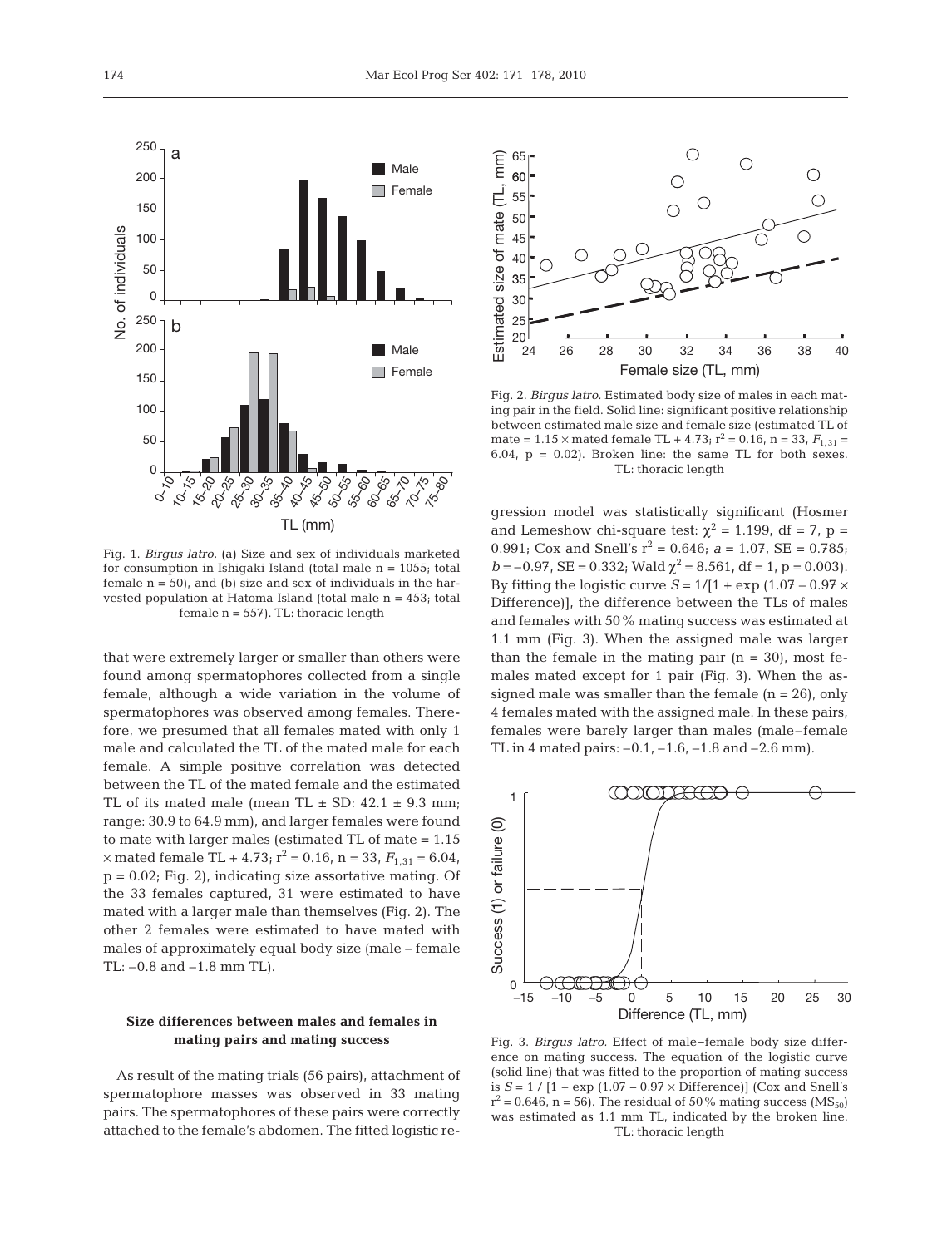Fig. 1. *Birgus latro.* (a) Size and sex of individuals marketed for consumption in Ishigaki Island (total male n = 1055; total female n = 50), and (b) size and sex of individuals in the harvested population at Hatoma Island (total male n = 453; total female n = 557). TL: thoracic length

that were extremely larger or smaller than others were found among spermatophores collected from a single female, although a wide variation in the volume of spermatophores was observed among females. Therefore, we presumed that all females mated with only 1 male and calculated the TL of the mated male for each female. A simple positive correlation was detected between the TL of the mated female and the estimated TL of its mated male (mean TL ± SD: 42.1 ± 9.3 mm; range: 30.9 to 64.9 mm), and larger females were found to mate with larger males (estimated TL of mate = 1.15 × mated female TL + 4.73; $r^2$ = 0.16, n = 33, $F_{1,31}$ = 6.04, p = 0.02; Fig. 2), indicating size assortative mating. Of the 33 females captured, 31 were estimated to have mated with a larger male than themselves (Fig. 2). The other 2 females were estimated to have mated with males of approximately equal body size (male – female TL: –0.8 and –1.8 mm TL).

## Size differences between males and females in mating pairs and mating success

As result of the mating trials (56 pairs), attachment of spermatophore masses was observed in 33 mating pairs. The spermatophores of these pairs were correctly attached to the female's abdomen. The fitted logistic regression model was statistically significant (Hosmer and Lemeshow chi-square test: $\chi^2$ = 1.199, df = 7, p = 0.991; Cox and Snell's $r^2$ = 0.646; $a$ = 1.07, SE = 0.785; $b$ = –0.97, SE = 0.332; Wald $\chi^2$ = 8.561, df = 1, p = 0.003). By fitting the logistic curve $S = 1/[1 + \exp(1.07 - 0.97 \times \text{Difference})]$, the difference between the TLs of males and females with 50% mating success was estimated at 1.1 mm (Fig. 3). When the assigned male was larger than the female in the mating pair (n = 30), most females mated except for 1 pair (Fig. 3). When the assigned male was smaller than the female (n = 26), only 4 females mated with the assigned male. In these pairs, females were barely larger than males (male–female TL in 4 mated pairs: –0.1, –1.6, –1.8 and –2.6 mm).

Fig. 2. *Birgus latro.* Estimated body size of males in each mating pair in the field. Solid line: significant positive relationship between estimated male size and female size (estimated TL of mate = 1.15 × mated female TL + 4.73; $r^2$ = 0.16, n = 33, $F_{1,31}$ = 6.04, p = 0.02). Broken line: the same TL for both sexes. TL: thoracic length

Fig. 3. *Birgus latro.* Effect of male–female body size difference on mating success. The equation of the logistic curve (solid line) that was fitted to the proportion of mating success is $S = 1 / [1 + \exp(1.07 - 0.97 \times \text{Difference})]$ (Cox and Snell's $r^2$ = 0.646, n = 56). The residual of 50% mating success ($MS_{50}$) was estimated as 1.1 mm TL, indicated by the broken line. TL: thoracic length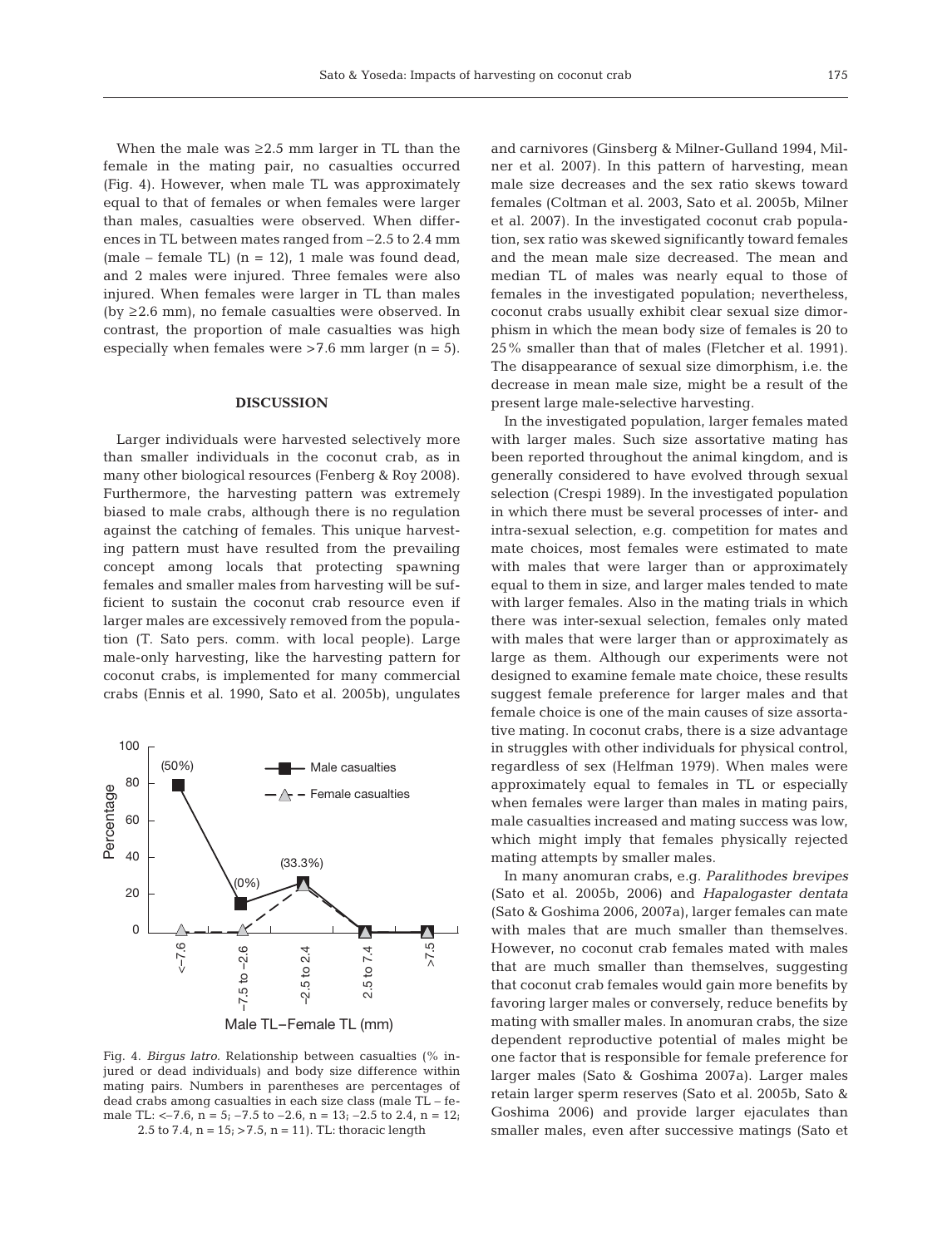When the male was ≥2.5 mm larger in TL than the female in the mating pair, no casualties occurred (Fig. 4). However, when male TL was approximately equal to that of females or when females were larger than males, casualties were observed. When differences in TL between mates ranged from –2.5 to 2.4 mm (male – female TL) (n = 12), 1 male was found dead, and 2 males were injured. Three females were also injured. When females were larger in TL than males (by ≥2.6 mm), no female casualties were observed. In contrast, the proportion of male casualties was high especially when females were >7.6 mm larger (n = 5).

## DISCUSSION

Larger individuals were harvested selectively more than smaller individuals in the coconut crab, as in many other biological resources (Fenberg & Roy 2008). Furthermore, the harvesting pattern was extremely biased to male crabs, although there is no regulation against the catching of females. This unique harvesting pattern must have resulted from the prevailing concept among locals that protecting spawning females and smaller males from harvesting will be sufficient to sustain the coconut crab resource even if larger males are excessively removed from the population (T. Sato pers. comm. with local people). Large male-only harvesting, like the harvesting pattern for coconut crabs, is implemented for many commercial crabs (Ennis et al. 1990, Sato et al. 2005b), ungulates

Fig. 4. *Birgus latro.* Relationship between casualties (% injured or dead individuals) and body size difference within mating pairs. Numbers in parentheses are percentages of dead crabs among casualties in each size class (male TL – female TL: <–7.6, n = 5; –7.5 to –2.6, n = 13; –2.5 to 2.4, n = 12; 2.5 to 7.4, n = 15; >7.5, n = 11). TL: thoracic length

and carnivores (Ginsberg & Milner-Gulland 1994, Milner et al. 2007). In this pattern of harvesting, mean male size decreases and the sex ratio skews toward females (Coltman et al. 2003, Sato et al. 2005b, Milner et al. 2007). In the investigated coconut crab population, sex ratio was skewed significantly toward females and the mean male size decreased. The mean and median TL of males was nearly equal to those of females in the investigated population; nevertheless, coconut crabs usually exhibit clear sexual size dimorphism in which the mean body size of females is 20 to 25% smaller than that of males (Fletcher et al. 1991). The disappearance of sexual size dimorphism, i.e. the decrease in mean male size, might be a result of the present large male-selective harvesting.

In the investigated population, larger females mated with larger males. Such size assortative mating has been reported throughout the animal kingdom, and is generally considered to have evolved through sexual selection (Crespi 1989). In the investigated population in which there must be several processes of inter- and intra-sexual selection, e.g. competition for mates and mate choices, most females were estimated to mate with males that were larger than or approximately equal to them in size, and larger males tended to mate with larger females. Also in the mating trials in which there was inter-sexual selection, females only mated with males that were larger than or approximately as large as them. Although our experiments were not designed to examine female mate choice, these results suggest female preference for larger males and that female choice is one of the main causes of size assortative mating. In coconut crabs, there is a size advantage in struggles with other individuals for physical control, regardless of sex (Helfman 1979). When males were approximately equal to females in TL or especially when females were larger than males in mating pairs, male casualties increased and mating success was low, which might imply that females physically rejected mating attempts by smaller males.

In many anomuran crabs, e.g. *Paralithodes brevipes* (Sato et al. 2005b, 2006) and *Hapalogaster dentata* (Sato & Goshima 2006, 2007a), larger females can mate with males that are much smaller than themselves. However, no coconut crab females mated with males that are much smaller than themselves, suggesting that coconut crab females would gain more benefits by favoring larger males or conversely, reduce benefits by mating with smaller males. In anomuran crabs, the size dependent reproductive potential of males might be one factor that is responsible for female preference for larger males (Sato & Goshima 2007a). Larger males retain larger sperm reserves (Sato et al. 2005b, Sato & Goshima 2006) and provide larger ejaculates than smaller males, even after successive matings (Sato et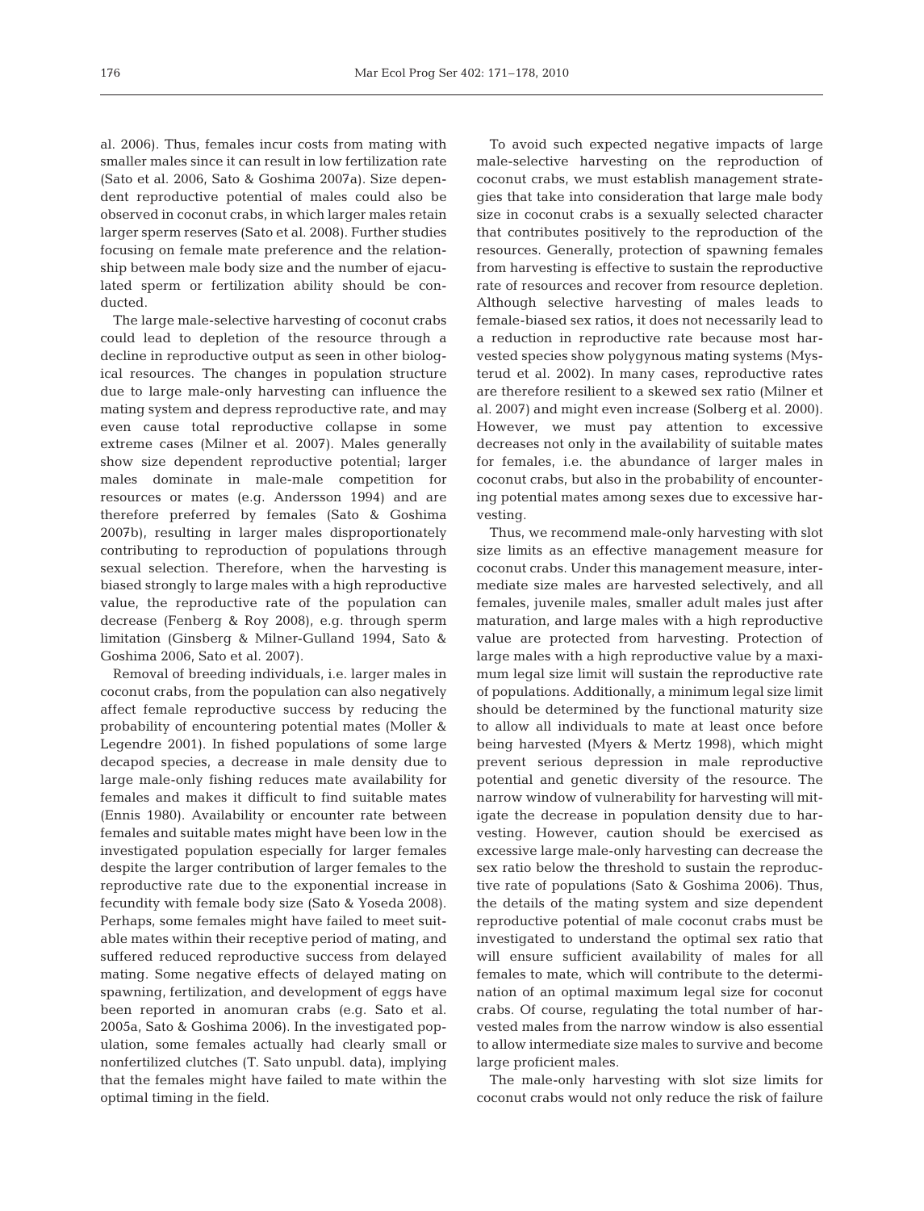al. 2006). Thus, females incur costs from mating with smaller males since it can result in low fertilization rate (Sato et al. 2006, Sato & Goshima 2007a). Size dependent reproductive potential of males could also be observed in coconut crabs, in which larger males retain larger sperm reserves (Sato et al. 2008). Further studies focusing on female mate preference and the relationship between male body size and the number of ejaculated sperm or fertilization ability should be conducted.

The large male-selective harvesting of coconut crabs could lead to depletion of the resource through a decline in reproductive output as seen in other biological resources. The changes in population structure due to large male-only harvesting can influence the mating system and depress reproductive rate, and may even cause total reproductive collapse in some extreme cases (Milner et al. 2007). Males generally show size dependent reproductive potential; larger males dominate in male-male competition for resources or mates (e.g. Andersson 1994) and are therefore preferred by females (Sato & Goshima 2007b), resulting in larger males disproportionately contributing to reproduction of populations through sexual selection. Therefore, when the harvesting is biased strongly to large males with a high reproductive value, the reproductive rate of the population can decrease (Fenberg & Roy 2008), e.g. through sperm limitation (Ginsberg & Milner-Gulland 1994, Sato & Goshima 2006, Sato et al. 2007).

Removal of breeding individuals, i.e. larger males in coconut crabs, from the population can also negatively affect female reproductive success by reducing the probability of encountering potential mates (Moller & Legendre 2001). In fished populations of some large decapod species, a decrease in male density due to large male-only fishing reduces mate availability for females and makes it difficult to find suitable mates (Ennis 1980). Availability or encounter rate between females and suitable mates might have been low in the investigated population especially for larger females despite the larger contribution of larger females to the reproductive rate due to the exponential increase in fecundity with female body size (Sato & Yoseda 2008). Perhaps, some females might have failed to meet suitable mates within their receptive period of mating, and suffered reduced reproductive success from delayed mating. Some negative effects of delayed mating on spawning, fertilization, and development of eggs have been reported in anomuran crabs (e.g. Sato et al. 2005a, Sato & Goshima 2006). In the investigated population, some females actually had clearly small or nonfertilized clutches (T. Sato unpubl. data), implying that the females might have failed to mate within the optimal timing in the field.

To avoid such expected negative impacts of large male-selective harvesting on the reproduction of coconut crabs, we must establish management strategies that take into consideration that large male body size in coconut crabs is a sexually selected character that contributes positively to the reproduction of the resources. Generally, protection of spawning females from harvesting is effective to sustain the reproductive rate of resources and recover from resource depletion. Although selective harvesting of males leads to female-biased sex ratios, it does not necessarily lead to a reduction in reproductive rate because most harvested species show polygynous mating systems (Mysterud et al. 2002). In many cases, reproductive rates are therefore resilient to a skewed sex ratio (Milner et al. 2007) and might even increase (Solberg et al. 2000). However, we must pay attention to excessive decreases not only in the availability of suitable mates for females, i.e. the abundance of larger males in coconut crabs, but also in the probability of encountering potential mates among sexes due to excessive harvesting.

Thus, we recommend male-only harvesting with slot size limits as an effective management measure for coconut crabs. Under this management measure, intermediate size males are harvested selectively, and all females, juvenile males, smaller adult males just after maturation, and large males with a high reproductive value are protected from harvesting. Protection of large males with a high reproductive value by a maximum legal size limit will sustain the reproductive rate of populations. Additionally, a minimum legal size limit should be determined by the functional maturity size to allow all individuals to mate at least once before being harvested (Myers & Mertz 1998), which might prevent serious depression in male reproductive potential and genetic diversity of the resource. The narrow window of vulnerability for harvesting will mitigate the decrease in population density due to harvesting. However, caution should be exercised as excessive large male-only harvesting can decrease the sex ratio below the threshold to sustain the reproductive rate of populations (Sato & Goshima 2006). Thus, the details of the mating system and size dependent reproductive potential of male coconut crabs must be investigated to understand the optimal sex ratio that will ensure sufficient availability of males for all females to mate, which will contribute to the determination of an optimal maximum legal size for coconut crabs. Of course, regulating the total number of harvested males from the narrow window is also essential to allow intermediate size males to survive and become large proficient males.

The male-only harvesting with slot size limits for coconut crabs would not only reduce the risk of failure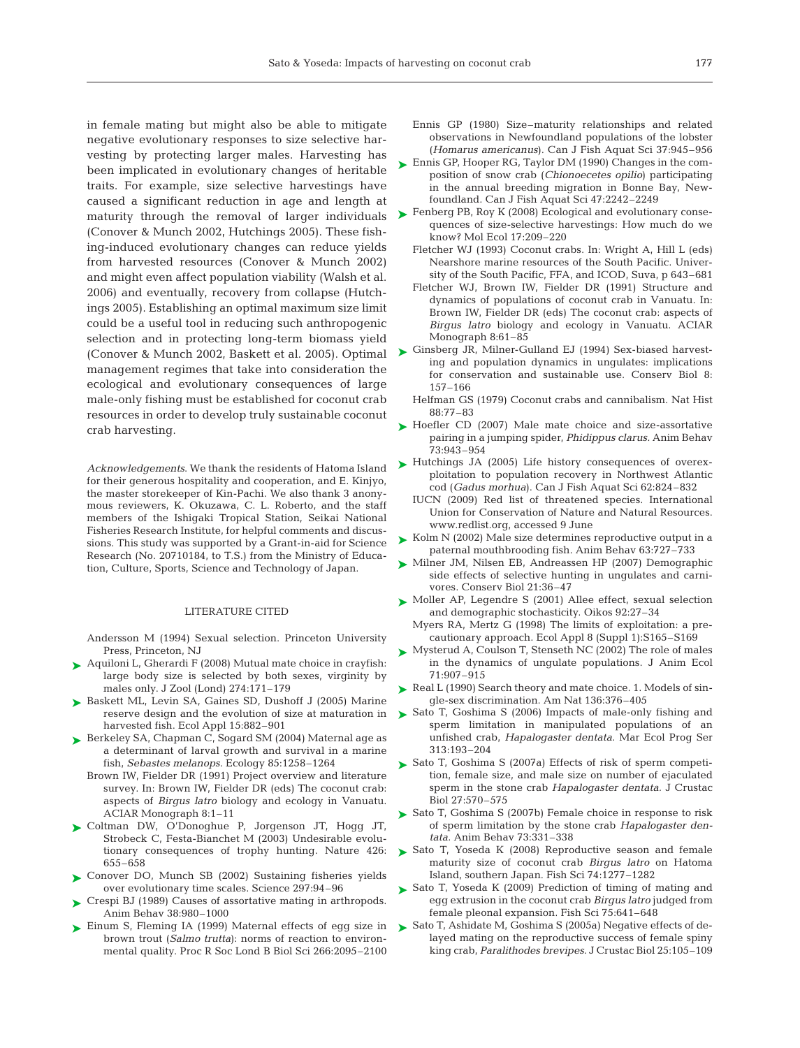in female mating but might also be able to mitigate negative evolutionary responses to size selective harvesting by protecting larger males. Harvesting has been implicated in evolutionary changes of heritable traits. For example, size selective harvestings have caused a significant reduction in age and length at maturity through the removal of larger individuals (Conover & Munch 2002, Hutchings 2005). These fishing-induced evolutionary changes can reduce yields from harvested resources (Conover & Munch 2002) and might even affect population viability (Walsh et al. 2006) and eventually, recovery from collapse (Hutchings 2005). Establishing an optimal maximum size limit could be a useful tool in reducing such anthropogenic selection and in protecting long-term biomass yield (Conover & Munch 2002, Baskett et al. 2005). Optimal management regimes that take into consideration the ecological and evolutionary consequences of large male-only fishing must be established for coconut crab resources in order to develop truly sustainable coconut crab harvesting.

*Acknowledgements.* We thank the residents of Hatoma Island for their generous hospitality and cooperation, and E. Kinjyo, the master storekeeper of Kin-Pachi. We also thank 3 anonymous reviewers, K. Okuzawa, C. L. Roberto, and the staff members of the Ishigaki Tropical Station, Seikai National Fisheries Research Institute, for helpful comments and discussions. This study was supported by a Grant-in-aid for Science Research (No. 20710184, to T.S.) from the Ministry of Education, Culture, Sports, Science and Technology of Japan.

## LITERATURE CITED

Andersson M (1994) Sexual selection. Princeton University Press, Princeton, NJ

Aquiloni L, Gherardi F (2008) Mutual mate choice in crayfish: large body size is selected by both sexes, virginity by males only. J Zool (Lond) 274:171–179

Baskett ML, Levin SA, Gaines SD, Dushoff J (2005) Marine reserve design and the evolution of size at maturation in harvested fish. Ecol Appl 15:882–901

Berkeley SA, Chapman C, Sogard SM (2004) Maternal age as a determinant of larval growth and survival in a marine fish, *Sebastes melanops.* Ecology 85:1258–1264

Brown IW, Fielder DR (1991) Project overview and literature survey. In: Brown IW, Fielder DR (eds) The coconut crab: aspects of *Birgus latro* biology and ecology in Vanuatu. ACIAR Monograph 8:1–11

Coltman DW, O'Donoghue P, Jorgenson JT, Hogg JT, Strobeck C, Festa-Bianchet M (2003) Undesirable evolutionary consequences of trophy hunting. Nature 426: 655–658

Conover DO, Munch SB (2002) Sustaining fisheries yields over evolutionary time scales. Science 297:94–96

Crespi BJ (1989) Causes of assortative mating in arthropods. Anim Behav 38:980–1000

Einum S, Fleming IA (1999) Maternal effects of egg size in brown trout (*Salmo trutta*): norms of reaction to environmental quality. Proc R Soc Lond B Biol Sci 266:2095–2100

Ennis GP (1980) Size–maturity relationships and related observations in Newfoundland populations of the lobster (*Homarus americanus*). Can J Fish Aquat Sci 37:945–956

Ennis GP, Hooper RG, Taylor DM (1990) Changes in the composition of snow crab (*Chionoecetes opilio*) participating in the annual breeding migration in Bonne Bay, Newfoundland. Can J Fish Aquat Sci 47:2242–2249

Fenberg PB, Roy K (2008) Ecological and evolutionary consequences of size-selective harvestings: How much do we know? Mol Ecol 17:209–220

Fletcher WJ (1993) Coconut crabs. In: Wright A, Hill L (eds) Nearshore marine resources of the South Pacific. University of the South Pacific, FFA, and ICOD, Suva, p 643–681

Fletcher WJ, Brown IW, Fielder DR (1991) Structure and dynamics of populations of coconut crab in Vanuatu. In: Brown IW, Fielder DR (eds) The coconut crab: aspects of *Birgus latro* biology and ecology in Vanuatu. ACIAR Monograph 8:61–85

Ginsberg JR, Milner-Gulland EJ (1994) Sex-biased harvesting and population dynamics in ungulates: implications for conservation and sustainable use. Conserv Biol 8: 157–166

Helfman GS (1979) Coconut crabs and cannibalism. Nat Hist 88:77–83

Hoefler CD (2007) Male mate choice and size-assortative pairing in a jumping spider, *Phidippus clarus.* Anim Behav 73:943–954

Hutchings JA (2005) Life history consequences of overexploitation to population recovery in Northwest Atlantic cod (*Gadus morhua*). Can J Fish Aquat Sci 62:824–832

IUCN (2009) Red list of threatened species. International Union for Conservation of Nature and Natural Resources. www.redlist.org, accessed 9 June

Kolm N (2002) Male size determines reproductive output in a paternal mouthbrooding fish. Anim Behav 63:727–733

Milner JM, Nilsen EB, Andreassen HP (2007) Demographic side effects of selective hunting in ungulates and carnivores. Conserv Biol 21:36–47

Moller AP, Legendre S (2001) Allee effect, sexual selection and demographic stochasticity. Oikos 92:27–34

Myers RA, Mertz G (1998) The limits of exploitation: a precautionary approach. Ecol Appl 8 (Suppl 1):S165–S169

Mysterud A, Coulson T, Stenseth NC (2002) The role of males in the dynamics of ungulate populations. J Anim Ecol 71:907–915

Real L (1990) Search theory and mate choice. 1. Models of single-sex discrimination. Am Nat 136:376–405

Sato T, Goshima S (2006) Impacts of male-only fishing and sperm limitation in manipulated populations of an unfished crab, *Hapalogaster dentata.* Mar Ecol Prog Ser 313:193–204

Sato T, Goshima S (2007a) Effects of risk of sperm competition, female size, and male size on number of ejaculated sperm in the stone crab *Hapalogaster dentata.* J Crustac Biol 27:570–575

Sato T, Goshima S (2007b) Female choice in response to risk of sperm limitation by the stone crab *Hapalogaster dentata.* Anim Behav 73:331–338

Sato T, Yoseda K (2008) Reproductive season and female maturity size of coconut crab *Birgus latro* on Hatoma Island, southern Japan. Fish Sci 74:1277–1282

Sato T, Yoseda K (2009) Prediction of timing of mating and egg extrusion in the coconut crab *Birgus latro* judged from female pleonal expansion. Fish Sci 75:641–648

Sato T, Ashidate M, Goshima S (2005a) Negative effects of delayed mating on the reproductive success of female spiny king crab, *Paralithodes brevipes.* J Crustac Biol 25:105–109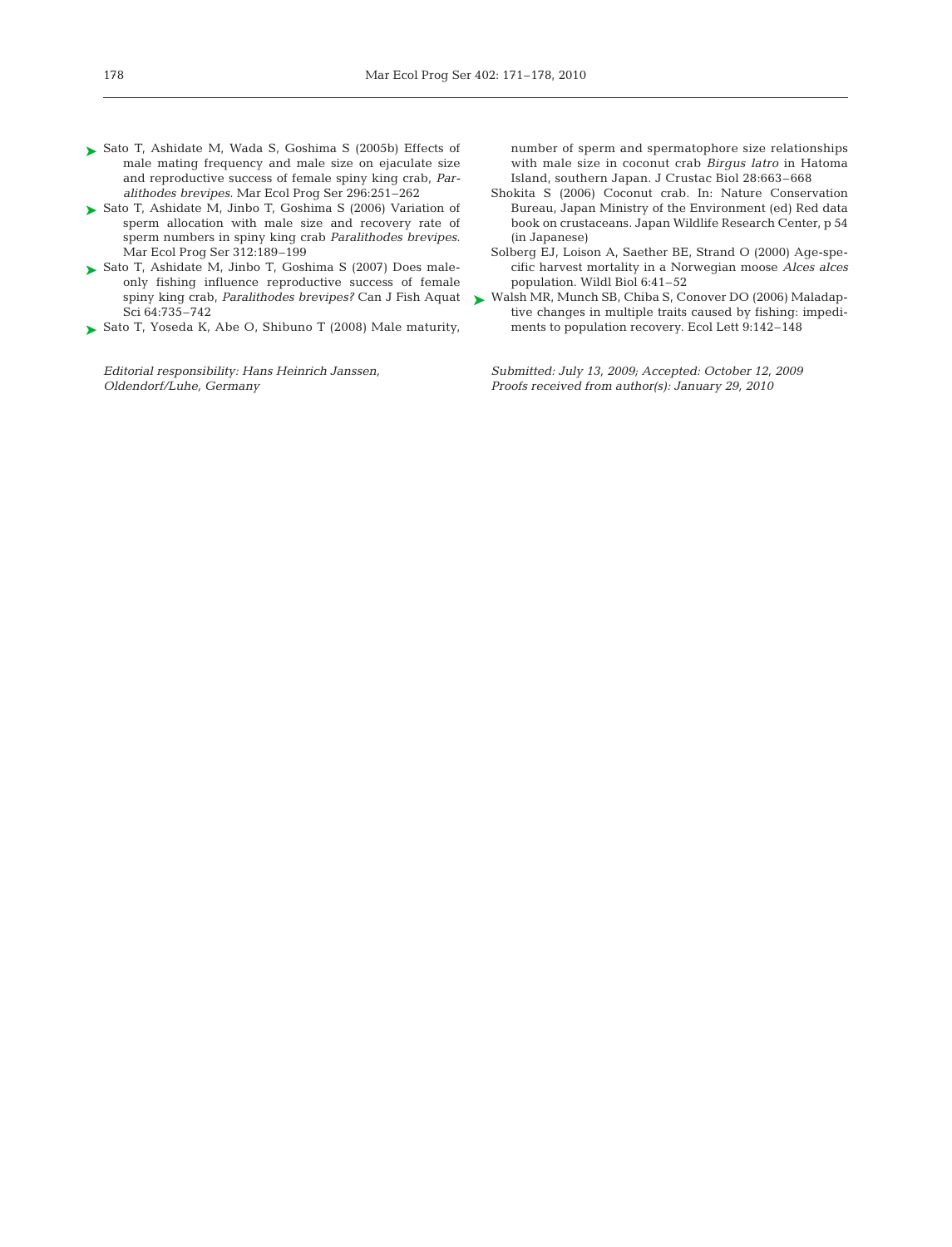Sato T, Ashidate M, Wada S, Goshima S (2005b) Effects of male mating frequency and male size on ejaculate size and reproductive success of female spiny king crab, *Paralithodes brevipes*. Mar Ecol Prog Ser 296:251–262

Sato T, Ashidate M, Jinbo T, Goshima S (2006) Variation of sperm allocation with male size and recovery rate of sperm numbers in spiny king crab *Paralithodes brevipes*. Mar Ecol Prog Ser 312:189–199

Sato T, Ashidate M, Jinbo T, Goshima S (2007) Does male-only fishing influence reproductive success of female spiny king crab, *Paralithodes brevipes?* Can J Fish Aquat Sci 64:735–742

Sato T, Yoseda K, Abe O, Shibuno T (2008) Male maturity, number of sperm and spermatophore size relationships with male size in coconut crab *Birgus latro* in Hatoma Island, southern Japan. J Crustac Biol 28:663–668

Shokita S (2006) Coconut crab. In: Nature Conservation Bureau, Japan Ministry of the Environment (ed) Red data book on crustaceans. Japan Wildlife Research Center, p 54 (in Japanese)

Solberg EJ, Loison A, Saether BE, Strand O (2000) Age-specific harvest mortality in a Norwegian moose *Alces alces* population. Wildl Biol 6:41–52

Walsh MR, Munch SB, Chiba S, Conover DO (2006) Maladaptive changes in multiple traits caused by fishing: impediments to population recovery. Ecol Lett 9:142–148

*Editorial responsibility: Hans Heinrich Janssen, Oldendorf/Luhe, Germany*

*Submitted: July 13, 2009; Accepted: October 12, 2009*
*Proofs received from author(s): January 29, 2010*